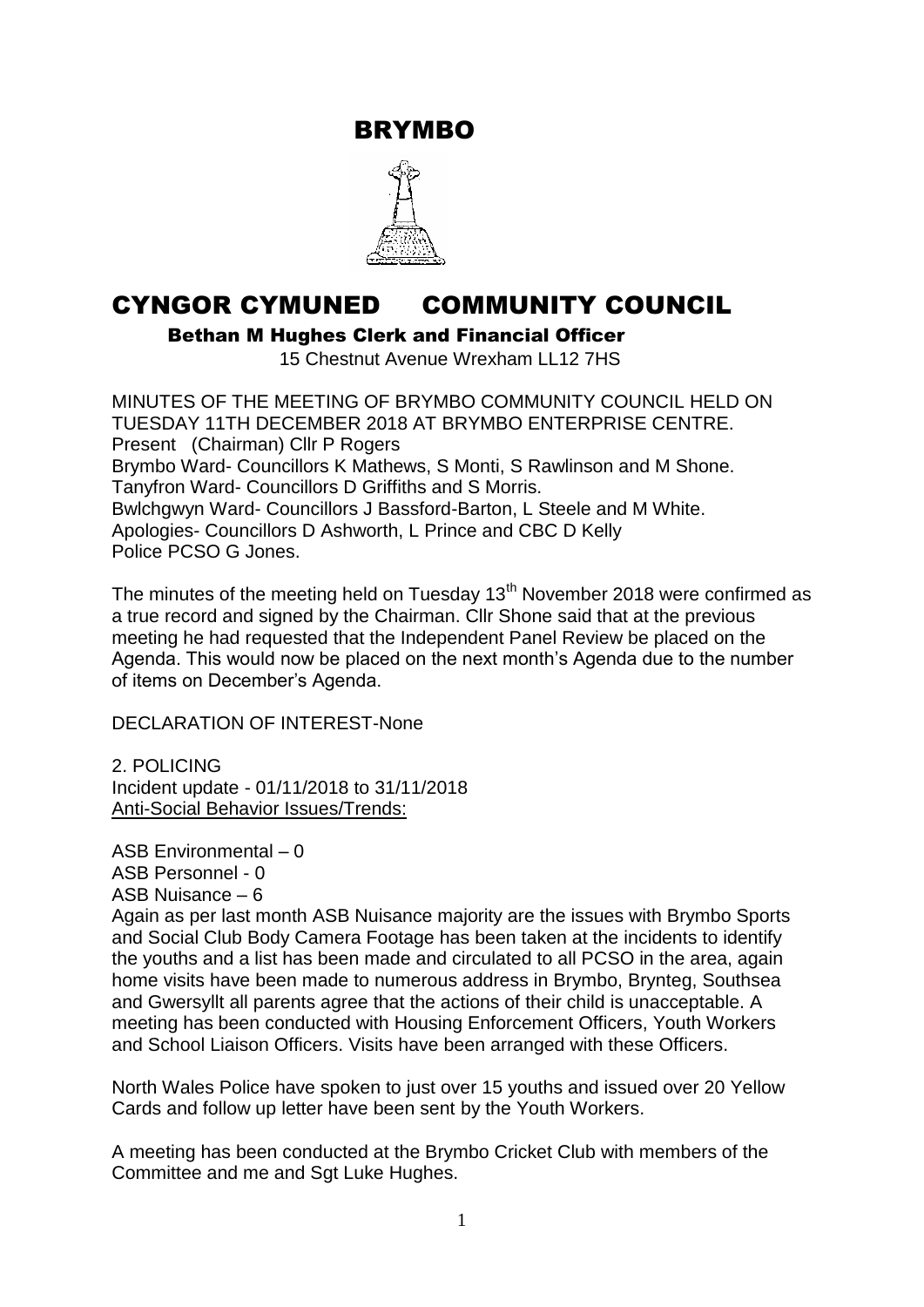# BRYMBO

# CYNGOR CYMUNED COMMUNITY COUNCIL

**Bethan M Hughes Clerk and Financial Officer**

15 Chestnut Avenue Wrexham LL12 7HS

MINUTES OF THE MEETING OF BRYMBO COMMUNITY COUNCIL HELD ON TUESDAY 11TH DECEMBER 2018 AT BRYMBO ENTERPRISE CENTRE.

Present (Chairman) Cllr P Rogers

Brymbo Ward- Councillors K Mathews, S Monti, S Rawlinson and M Shone.

Tanyfron Ward- Councillors D Griffiths and S Morris.

Bwlchgwyn Ward- Councillors J Bassford-Barton, L Steele and M White.

Apologies- Councillors D Ashworth, L Prince and CBC D Kelly

Police PCSO G Jones.

The minutes of the meeting held on Tuesday 13th November 2018 were confirmed as a true record and signed by the Chairman. Cllr Shone said that at the previous meeting he had requested that the Independent Panel Review be placed on the Agenda. This would now be placed on the next month's Agenda due to the number of items on December's Agenda.

DECLARATION OF INTEREST-None

2. POLICING

Incident update - 01/11/2018 to 31/11/2018

Anti-Social Behavior Issues/Trends:

ASB Environmental – 0

ASB Personnel - 0

ASB Nuisance – 6

Again as per last month ASB Nuisance majority are the issues with Brymbo Sports and Social Club Body Camera Footage has been taken at the incidents to identify the youths and a list has been made and circulated to all PCSO in the area, again home visits have been made to numerous address in Brymbo, Brynteg, Southsea and Gwersyllt all parents agree that the actions of their child is unacceptable. A meeting has been conducted with Housing Enforcement Officers, Youth Workers and School Liaison Officers. Visits have been arranged with these Officers.

North Wales Police have spoken to just over 15 youths and issued over 20 Yellow Cards and follow up letter have been sent by the Youth Workers.

A meeting has been conducted at the Brymbo Cricket Club with members of the Committee and me and Sgt Luke Hughes.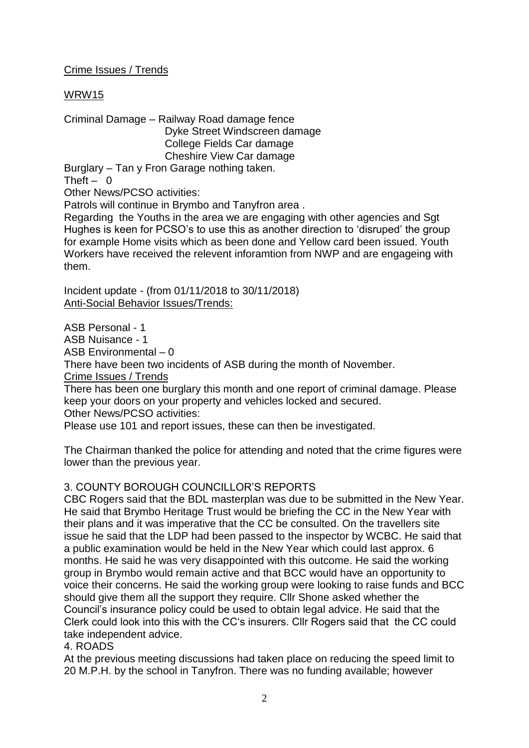Crime Issues / Trends

WRW15

Criminal Damage – Railway Road damage fence
Dyke Street Windscreen damage
College Fields Car damage
Cheshire View Car damage

Burglary – Tan y Fron Garage nothing taken.

Theft – 0

Other News/PCSO activities:

Patrols will continue in Brymbo and Tanyfron area .

Regarding the Youths in the area we are engaging with other agencies and Sgt Hughes is keen for PCSO's to use this as another direction to 'disruped' the group for example Home visits which as been done and Yellow card been issued. Youth Workers have received the relevent inforamtion from NWP and are engageing with them.

Incident update - (from 01/11/2018 to 30/11/2018)

Anti-Social Behavior Issues/Trends:

ASB Personal - 1
ASB Nuisance - 1
ASB Environmental – 0

There have been two incidents of ASB during the month of November.

Crime Issues / Trends

There has been one burglary this month and one report of criminal damage. Please keep your doors on your property and vehicles locked and secured.

Other News/PCSO activities:

Please use 101 and report issues, these can then be investigated.

The Chairman thanked the police for attending and noted that the crime figures were lower than the previous year.

## 3. COUNTY BOROUGH COUNCILLOR'S REPORTS

CBC Rogers said that the BDL masterplan was due to be submitted in the New Year. He said that Brymbo Heritage Trust would be briefing the CC in the New Year with their plans and it was imperative that the CC be consulted. On the travellers site issue he said that the LDP had been passed to the inspector by WCBC. He said that a public examination would be held in the New Year which could last approx. 6 months. He said he was very disappointed with this outcome. He said the working group in Brymbo would remain active and that BCC would have an opportunity to voice their concerns. He said the working group were looking to raise funds and BCC should give them all the support they require. Cllr Shone asked whether the Council's insurance policy could be used to obtain legal advice. He said that the Clerk could look into this with the CC's insurers. Cllr Rogers said that the CC could take independent advice.

## 4. ROADS

At the previous meeting discussions had taken place on reducing the speed limit to 20 M.P.H. by the school in Tanyfron. There was no funding available; however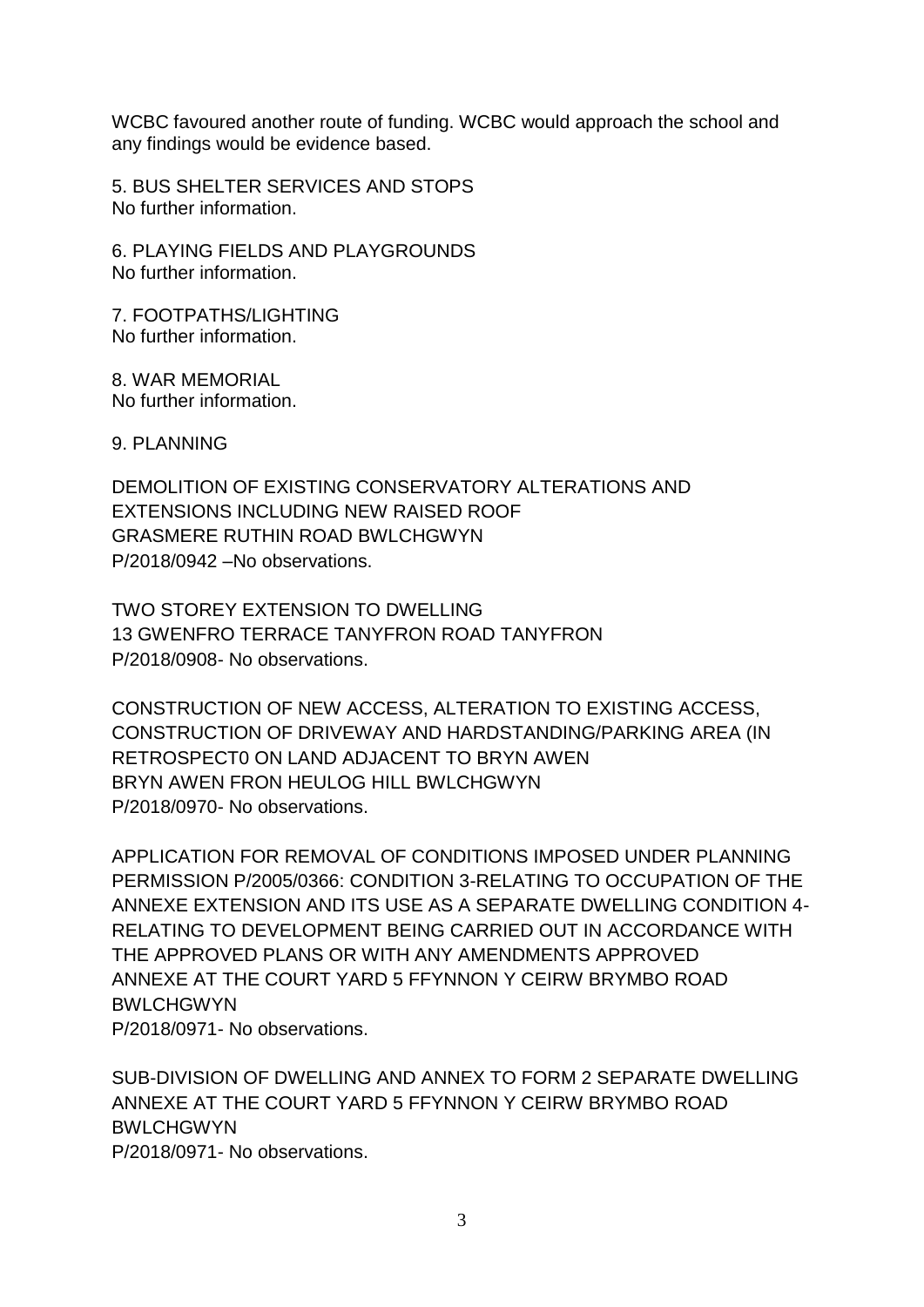WCBC favoured another route of funding. WCBC would approach the school and any findings would be evidence based.

5. BUS SHELTER SERVICES AND STOPS
No further information.

6. PLAYING FIELDS AND PLAYGROUNDS
No further information.

7. FOOTPATHS/LIGHTING
No further information.

8. WAR MEMORIAL
No further information.

9. PLANNING

DEMOLITION OF EXISTING CONSERVATORY ALTERATIONS AND EXTENSIONS INCLUDING NEW RAISED ROOF
GRASMERE RUTHIN ROAD BWLCHGWYN
P/2018/0942 –No observations.

TWO STOREY EXTENSION TO DWELLING
13 GWENFRO TERRACE TANYFRON ROAD TANYFRON
P/2018/0908- No observations.

CONSTRUCTION OF NEW ACCESS, ALTERATION TO EXISTING ACCESS, CONSTRUCTION OF DRIVEWAY AND HARDSTANDING/PARKING AREA (IN RETROSPECT0 ON LAND ADJACENT TO BRYN AWEN
BRYN AWEN FRON HEULOG HILL BWLCHGWYN
P/2018/0970- No observations.

APPLICATION FOR REMOVAL OF CONDITIONS IMPOSED UNDER PLANNING PERMISSION P/2005/0366: CONDITION 3-RELATING TO OCCUPATION OF THE ANNEXE EXTENSION AND ITS USE AS A SEPARATE DWELLING CONDITION 4-RELATING TO DEVELOPMENT BEING CARRIED OUT IN ACCORDANCE WITH THE APPROVED PLANS OR WITH ANY AMENDMENTS APPROVED
ANNEXE AT THE COURT YARD 5 FFYNNON Y CEIRW BRYMBO ROAD BWLCHGWYN
P/2018/0971- No observations.

SUB-DIVISION OF DWELLING AND ANNEX TO FORM 2 SEPARATE DWELLING
ANNEXE AT THE COURT YARD 5 FFYNNON Y CEIRW BRYMBO ROAD BWLCHGWYN
P/2018/0971- No observations.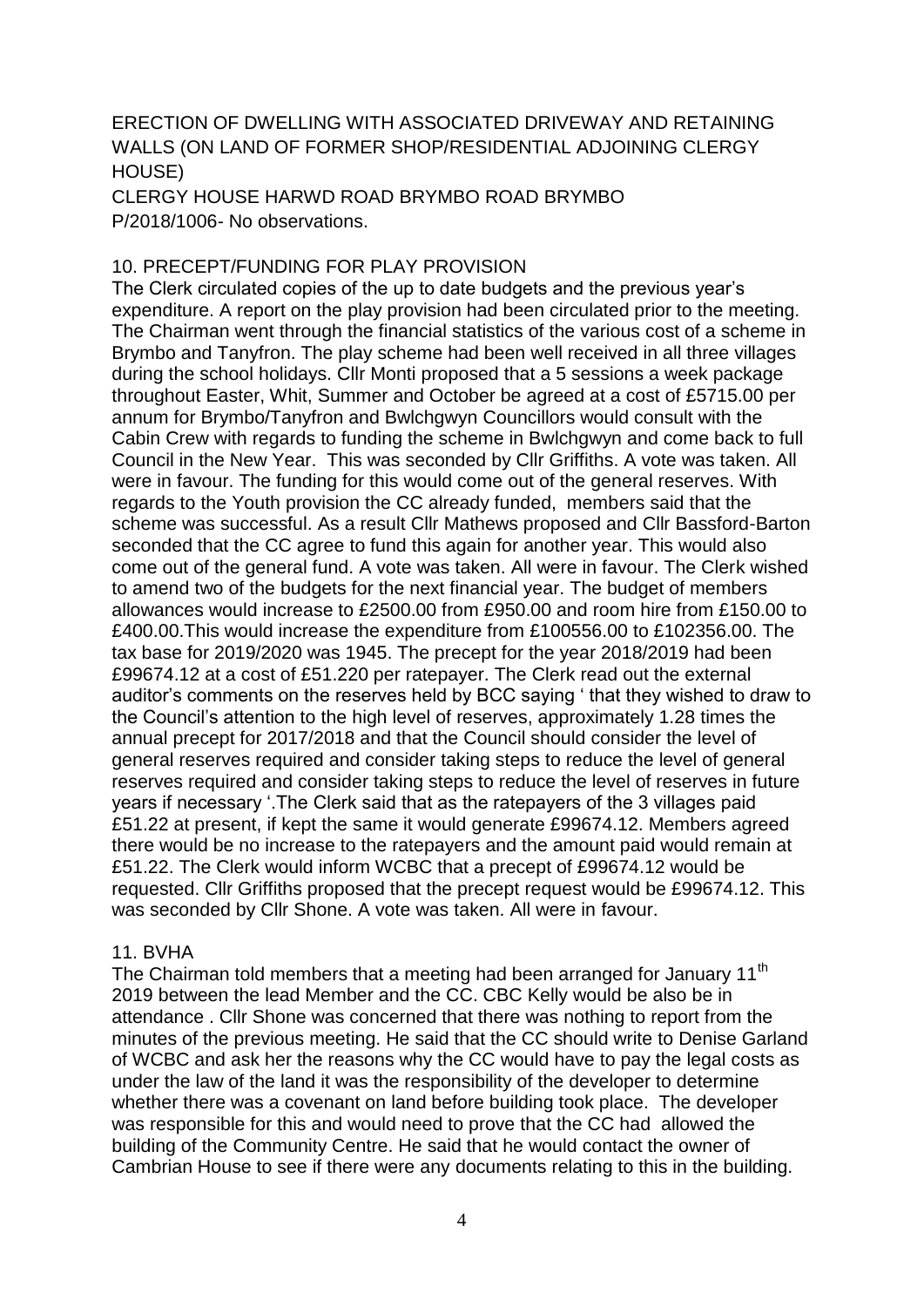ERECTION OF DWELLING WITH ASSOCIATED DRIVEWAY AND RETAINING WALLS (ON LAND OF FORMER SHOP/RESIDENTIAL ADJOINING CLERGY HOUSE)
CLERGY HOUSE HARWD ROAD BRYMBO ROAD BRYMBO
P/2018/1006- No observations.

## 10. PRECEPT/FUNDING FOR PLAY PROVISION

The Clerk circulated copies of the up to date budgets and the previous year's expenditure. A report on the play provision had been circulated prior to the meeting. The Chairman went through the financial statistics of the various cost of a scheme in Brymbo and Tanyfron. The play scheme had been well received in all three villages during the school holidays. Cllr Monti proposed that a 5 sessions a week package throughout Easter, Whit, Summer and October be agreed at a cost of £5715.00 per annum for Brymbo/Tanyfron and Bwlchgwyn Councillors would consult with the Cabin Crew with regards to funding the scheme in Bwlchgwyn and come back to full Council in the New Year. This was seconded by Cllr Griffiths. A vote was taken. All were in favour. The funding for this would come out of the general reserves. With regards to the Youth provision the CC already funded, members said that the scheme was successful. As a result Cllr Mathews proposed and Cllr Bassford-Barton seconded that the CC agree to fund this again for another year. This would also come out of the general fund. A vote was taken. All were in favour. The Clerk wished to amend two of the budgets for the next financial year. The budget of members allowances would increase to £2500.00 from £950.00 and room hire from £150.00 to £400.00.This would increase the expenditure from £100556.00 to £102356.00. The tax base for 2019/2020 was 1945. The precept for the year 2018/2019 had been £99674.12 at a cost of £51.220 per ratepayer. The Clerk read out the external auditor's comments on the reserves held by BCC saying ' that they wished to draw to the Council's attention to the high level of reserves, approximately 1.28 times the annual precept for 2017/2018 and that the Council should consider the level of general reserves required and consider taking steps to reduce the level of general reserves required and consider taking steps to reduce the level of reserves in future years if necessary '.The Clerk said that as the ratepayers of the 3 villages paid £51.22 at present, if kept the same it would generate £99674.12. Members agreed there would be no increase to the ratepayers and the amount paid would remain at £51.22. The Clerk would inform WCBC that a precept of £99674.12 would be requested. Cllr Griffiths proposed that the precept request would be £99674.12. This was seconded by Cllr Shone. A vote was taken. All were in favour.

## 11. BVHA

The Chairman told members that a meeting had been arranged for January 11th 2019 between the lead Member and the CC. CBC Kelly would be also be in attendance . Cllr Shone was concerned that there was nothing to report from the minutes of the previous meeting. He said that the CC should write to Denise Garland of WCBC and ask her the reasons why the CC would have to pay the legal costs as under the law of the land it was the responsibility of the developer to determine whether there was a covenant on land before building took place. The developer was responsible for this and would need to prove that the CC had allowed the building of the Community Centre. He said that he would contact the owner of Cambrian House to see if there were any documents relating to this in the building.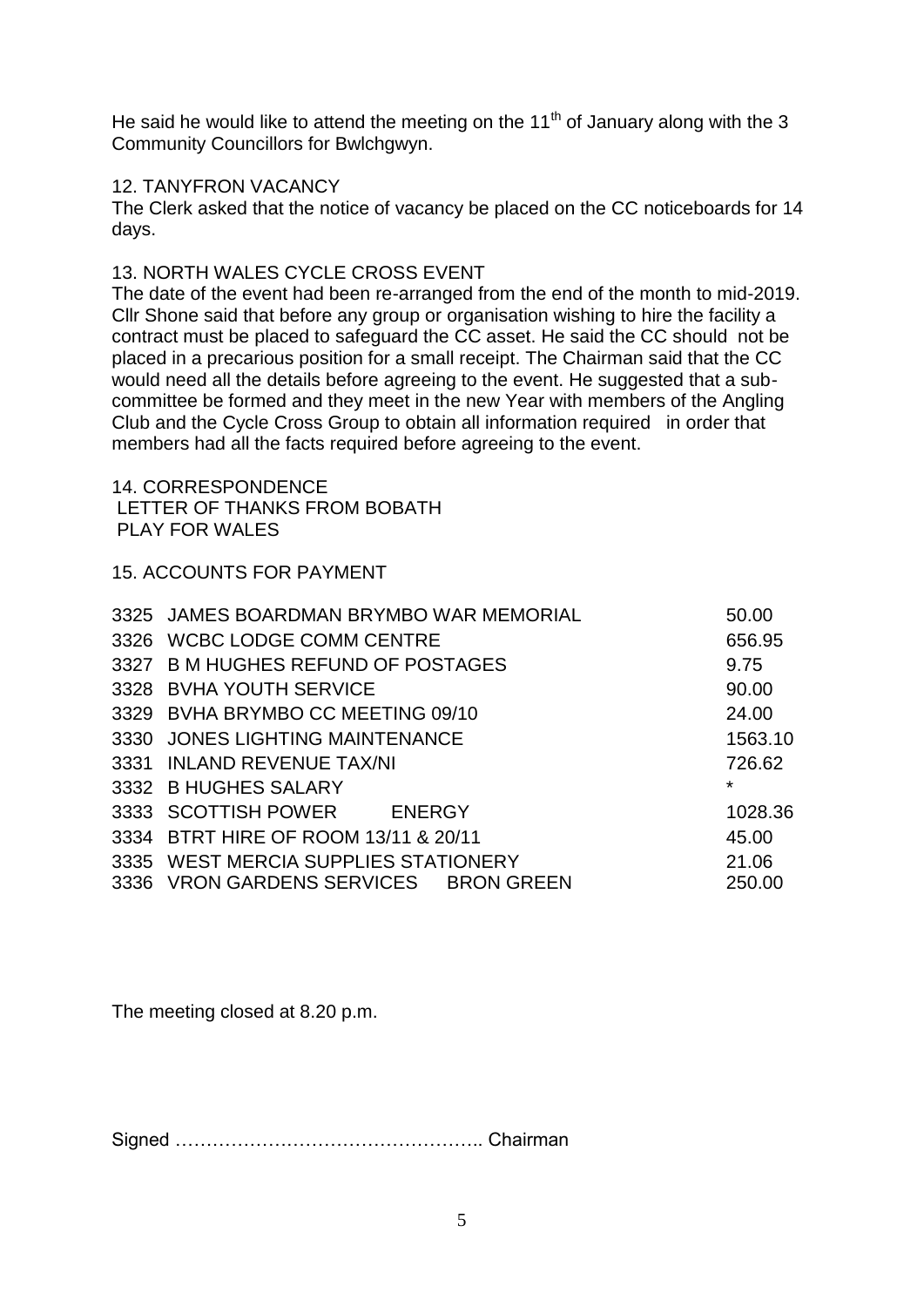He said he would like to attend the meeting on the 11th of January along with the 3 Community Councillors for Bwlchgwyn.

12. TANYFRON VACANCY

The Clerk asked that the notice of vacancy be placed on the CC noticeboards for 14 days.

13. NORTH WALES CYCLE CROSS EVENT

The date of the event had been re-arranged from the end of the month to mid-2019. Cllr Shone said that before any group or organisation wishing to hire the facility a contract must be placed to safeguard the CC asset. He said the CC should not be placed in a precarious position for a small receipt. The Chairman said that the CC would need all the details before agreeing to the event. He suggested that a sub-committee be formed and they meet in the new Year with members of the Angling Club and the Cycle Cross Group to obtain all information required in order that members had all the facts required before agreeing to the event.

14. CORRESPONDENCE

LETTER OF THANKS FROM BOBATH
PLAY FOR WALES

15. ACCOUNTS FOR PAYMENT

| | | |
|---|---|---|
| 3325 | JAMES BOARDMAN BRYMBO WAR MEMORIAL | 50.00 |
| 3326 | WCBC LODGE COMM CENTRE | 656.95 |
| 3327 | B M HUGHES REFUND OF POSTAGES | 9.75 |
| 3328 | BVHA YOUTH SERVICE | 90.00 |
| 3329 | BVHA BRYMBO CC MEETING 09/10 | 24.00 |
| 3330 | JONES LIGHTING MAINTENANCE | 1563.10 |
| 3331 | INLAND REVENUE TAX/NI | 726.62 |
| 3332 | B HUGHES SALARY | * |
| 3333 | SCOTTISH POWER ENERGY | 1028.36 |
| 3334 | BTRT HIRE OF ROOM 13/11 & 20/11 | 45.00 |
| 3335 | WEST MERCIA SUPPLIES STATIONERY | 21.06 |
| 3336 | VRON GARDENS SERVICES BRON GREEN | 250.00 |

The meeting closed at 8.20 p.m.

Signed ………………………………………….. Chairman